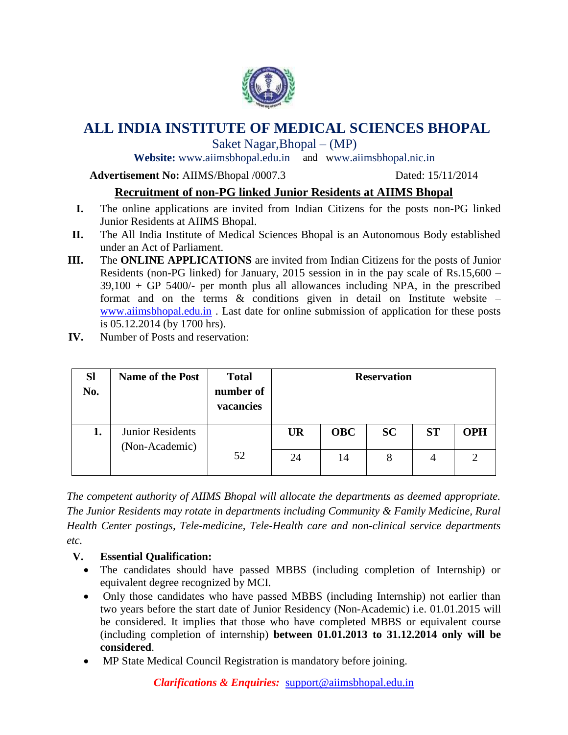# ALL INDIA INSTITUTE OF MEDICAL SCIENCES BHOPAL

Saket Nagar,Bhopal – (MP)

**Website:** www.aiimsbhopal.edu.in and www.aiimsbhopal.nic.in

**Advertisement No:** AIIMS/Bhopal /0007.3 Dated: 15/11/2014

## Recruitment of non-PG linked Junior Residents at AIIMS Bhopal

I. The online applications are invited from Indian Citizens for the posts non-PG linked Junior Residents at AIIMS Bhopal.

II. The All India Institute of Medical Sciences Bhopal is an Autonomous Body established under an Act of Parliament.

III. The **ONLINE APPLICATIONS** are invited from Indian Citizens for the posts of Junior Residents (non-PG linked) for January, 2015 session in in the pay scale of Rs.15,600 – 39,100 + GP 5400/- per month plus all allowances including NPA, in the prescribed format and on the terms & conditions given in detail on Institute website – www.aiimsbhopal.edu.in . Last date for online submission of application for these posts is 05.12.2014 (by 1700 hrs).

IV. Number of Posts and reservation:

| Sl No. | Name of the Post | Total number of vacancies | Reservation | | | | |
|---|---|---|---|---|---|---|---|
| | | | UR | OBC | SC | ST | OPH |
| 1. | Junior Residents (Non-Academic) | 52 | 24 | 14 | 8 | 4 | 2 |

*The competent authority of AIIMS Bhopal will allocate the departments as deemed appropriate. The Junior Residents may rotate in departments including Community & Family Medicine, Rural Health Center postings, Tele-medicine, Tele-Health care and non-clinical service departments etc.*

V. **Essential Qualification:**

- The candidates should have passed MBBS (including completion of Internship) or equivalent degree recognized by MCI.
- Only those candidates who have passed MBBS (including Internship) not earlier than two years before the start date of Junior Residency (Non-Academic) i.e. 01.01.2015 will be considered. It implies that those who have completed MBBS or equivalent course (including completion of internship) **between 01.01.2013 to 31.12.2014 only will be considered**.
- MP State Medical Council Registration is mandatory before joining.

***Clarifications & Enquiries:*** support@aiimsbhopal.edu.in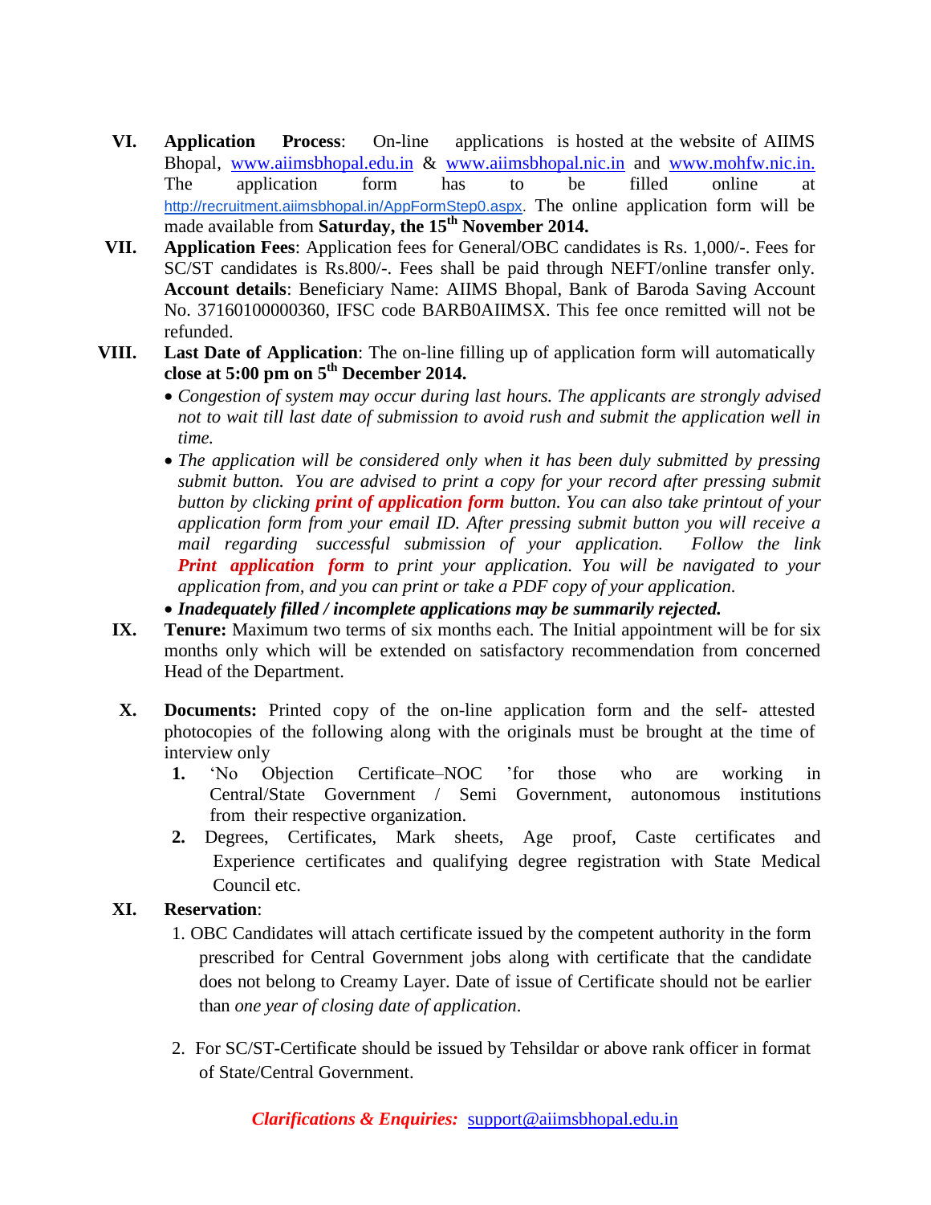VI. **Application Process**: On-line applications is hosted at the website of AIIMS Bhopal, www.aiimsbhopal.edu.in & www.aiimsbhopal.nic.in and www.mohfw.nic.in. The application form has to be filled online at http://recruitment.aiimsbhopal.in/AppFormStep0.aspx. The online application form will be made available from **Saturday, the 15th November 2014.**

VII. **Application Fees**: Application fees for General/OBC candidates is Rs. 1,000/-. Fees for SC/ST candidates is Rs.800/-. Fees shall be paid through NEFT/online transfer only. **Account details**: Beneficiary Name: AIIMS Bhopal, Bank of Baroda Saving Account No. 37160100000360, IFSC code BARB0AIIMSX. This fee once remitted will not be refunded.

VIII. **Last Date of Application**: The on-line filling up of application form will automatically **close at 5:00 pm on 5th December 2014.**

- *Congestion of system may occur during last hours. The applicants are strongly advised not to wait till last date of submission to avoid rush and submit the application well in time.*
- *The application will be considered only when it has been duly submitted by pressing submit button. You are advised to print a copy for your record after pressing submit button by clicking **print of application form** button. You can also take printout of your application form from your email ID. After pressing submit button you will receive a mail regarding successful submission of your application. Follow the link **Print application form** to print your application. You will be navigated to your application from, and you can print or take a PDF copy of your application.*
- ***Inadequately filled / incomplete applications may be summarily rejected.***

IX. **Tenure:** Maximum two terms of six months each. The Initial appointment will be for six months only which will be extended on satisfactory recommendation from concerned Head of the Department.

X. **Documents:** Printed copy of the on-line application form and the self- attested photocopies of the following along with the originals must be brought at the time of interview only

1. 'No Objection Certificate–NOC 'for those who are working in Central/State Government / Semi Government, autonomous institutions from their respective organization.
2. Degrees, Certificates, Mark sheets, Age proof, Caste certificates and Experience certificates and qualifying degree registration with State Medical Council etc.

XI. **Reservation**:

1. OBC Candidates will attach certificate issued by the competent authority in the form prescribed for Central Government jobs along with certificate that the candidate does not belong to Creamy Layer. Date of issue of Certificate should not be earlier than *one year of closing date of application*.
2. For SC/ST-Certificate should be issued by Tehsildar or above rank officer in format of State/Central Government.

***Clarifications & Enquiries:*** support@aiimsbhopal.edu.in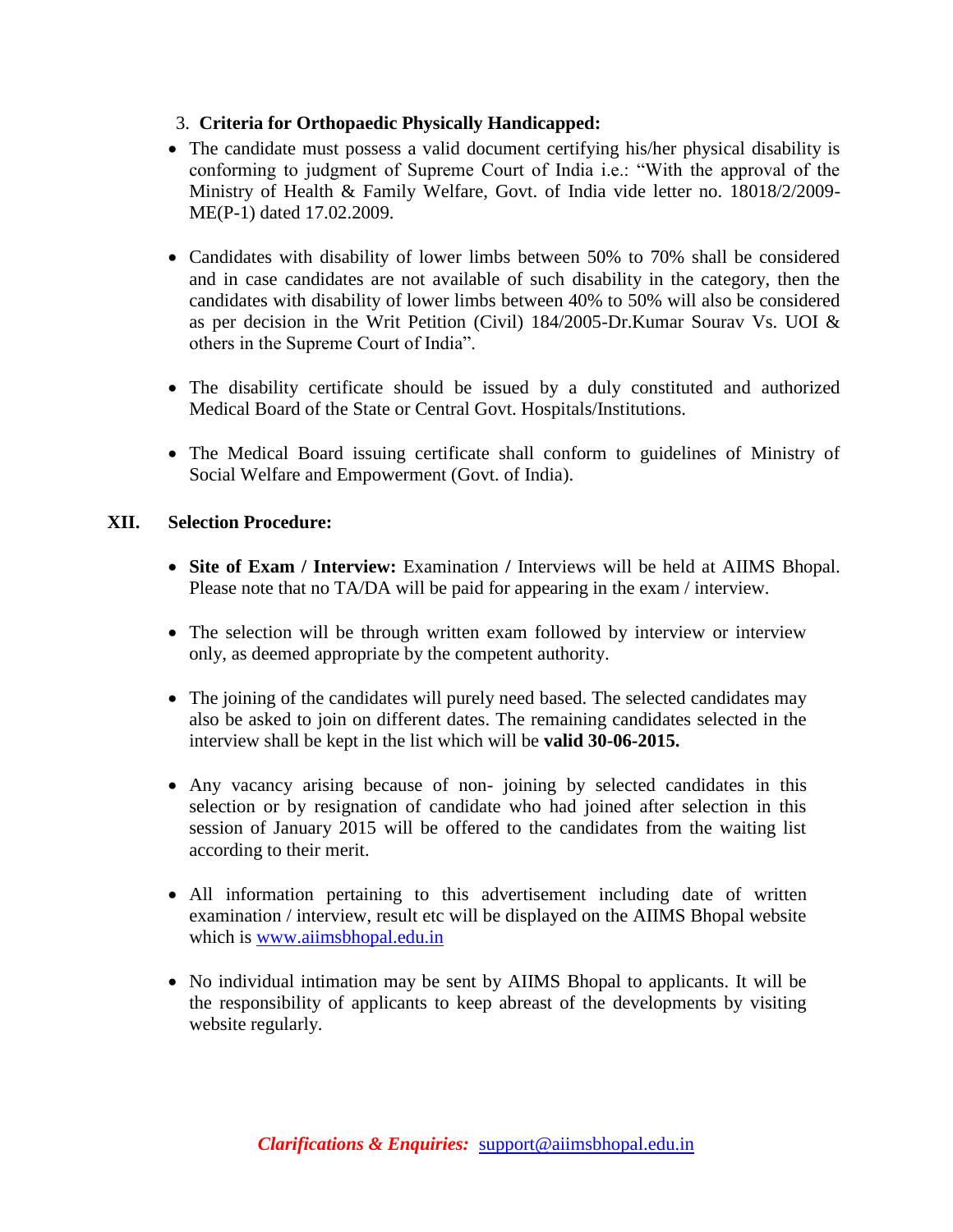3. **Criteria for Orthopaedic Physically Handicapped:**

- The candidate must possess a valid document certifying his/her physical disability is conforming to judgment of Supreme Court of India i.e.: "With the approval of the Ministry of Health & Family Welfare, Govt. of India vide letter no. 18018/2/2009-ME(P-1) dated 17.02.2009.

- Candidates with disability of lower limbs between 50% to 70% shall be considered and in case candidates are not available of such disability in the category, then the candidates with disability of lower limbs between 40% to 50% will also be considered as per decision in the Writ Petition (Civil) 184/2005-Dr.Kumar Sourav Vs. UOI & others in the Supreme Court of India".

- The disability certificate should be issued by a duly constituted and authorized Medical Board of the State or Central Govt. Hospitals/Institutions.

- The Medical Board issuing certificate shall conform to guidelines of Ministry of Social Welfare and Empowerment (Govt. of India).

## XII. Selection Procedure:

- **Site of Exam / Interview:** Examination **/** Interviews will be held at AIIMS Bhopal. Please note that no TA/DA will be paid for appearing in the exam / interview.

- The selection will be through written exam followed by interview or interview only, as deemed appropriate by the competent authority.

- The joining of the candidates will purely need based. The selected candidates may also be asked to join on different dates. The remaining candidates selected in the interview shall be kept in the list which will be **valid 30-06-2015.**

- Any vacancy arising because of non- joining by selected candidates in this selection or by resignation of candidate who had joined after selection in this session of January 2015 will be offered to the candidates from the waiting list according to their merit.

- All information pertaining to this advertisement including date of written examination / interview, result etc will be displayed on the AIIMS Bhopal website which is www.aiimsbhopal.edu.in

- No individual intimation may be sent by AIIMS Bhopal to applicants. It will be the responsibility of applicants to keep abreast of the developments by visiting website regularly.

***Clarifications & Enquiries:*** support@aiimsbhopal.edu.in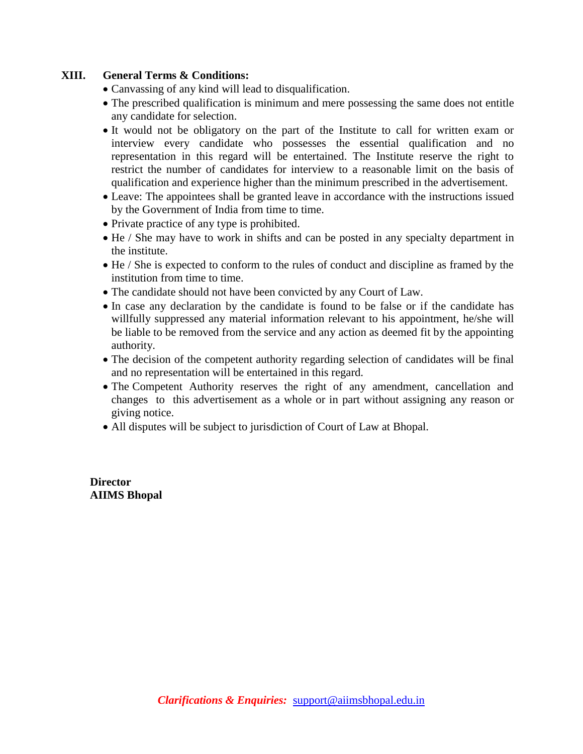## XIII. General Terms & Conditions:

- Canvassing of any kind will lead to disqualification.
- The prescribed qualification is minimum and mere possessing the same does not entitle any candidate for selection.
- It would not be obligatory on the part of the Institute to call for written exam or interview every candidate who possesses the essential qualification and no representation in this regard will be entertained. The Institute reserve the right to restrict the number of candidates for interview to a reasonable limit on the basis of qualification and experience higher than the minimum prescribed in the advertisement.
- Leave: The appointees shall be granted leave in accordance with the instructions issued by the Government of India from time to time.
- Private practice of any type is prohibited.
- He / She may have to work in shifts and can be posted in any specialty department in the institute.
- He / She is expected to conform to the rules of conduct and discipline as framed by the institution from time to time.
- The candidate should not have been convicted by any Court of Law.
- In case any declaration by the candidate is found to be false or if the candidate has willfully suppressed any material information relevant to his appointment, he/she will be liable to be removed from the service and any action as deemed fit by the appointing authority.
- The decision of the competent authority regarding selection of candidates will be final and no representation will be entertained in this regard.
- The Competent Authority reserves the right of any amendment, cancellation and changes to this advertisement as a whole or in part without assigning any reason or giving notice.
- All disputes will be subject to jurisdiction of Court of Law at Bhopal.

**Director**
**AIIMS Bhopal**

***Clarifications & Enquiries:*** support@aiimsbhopal.edu.in